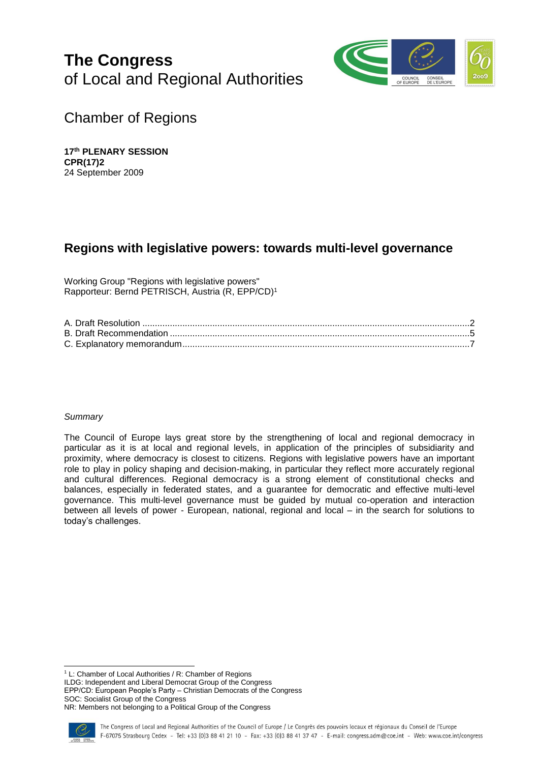# The Congress
of Local and Regional Authorities

## Chamber of Regions

**17th PLENARY SESSION**
**CPR(17)2**
24 September 2009

## Regions with legislative powers: towards multi-level governance

Working Group "Regions with legislative powers"
Rapporteur: Bernd PETRISCH, Austria (R, EPP/CD)[1]

A. Draft Resolution ....................................................................................................................................2
B. Draft Recommendation .........................................................................................................................5
C. Explanatory memorandum.....................................................................................................................7

*Summary*

The Council of Europe lays great store by the strengthening of local and regional democracy in particular as it is at local and regional levels, in application of the principles of subsidiarity and proximity, where democracy is closest to citizens. Regions with legislative powers have an important role to play in policy shaping and decision-making, in particular they reflect more accurately regional and cultural differences. Regional democracy is a strong element of constitutional checks and balances, especially in federated states, and a guarantee for democratic and effective multi-level governance. This multi-level governance must be guided by mutual co-operation and interaction between all levels of power - European, national, regional and local – in the search for solutions to today's challenges.

---

[1] L: Chamber of Local Authorities / R: Chamber of Regions
ILDG: Independent and Liberal Democrat Group of the Congress
EPP/CD: European People's Party – Christian Democrats of the Congress
SOC: Socialist Group of the Congress
NR: Members not belonging to a Political Group of the Congress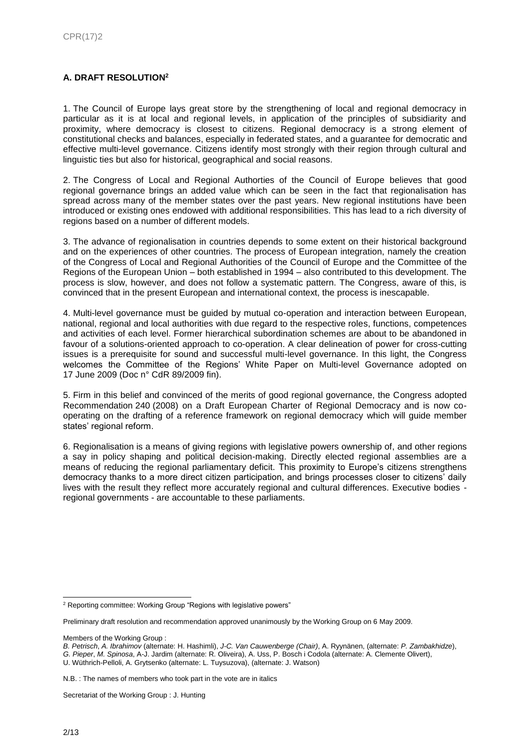## A. DRAFT RESOLUTION[2]

1. The Council of Europe lays great store by the strengthening of local and regional democracy in particular as it is at local and regional levels, in application of the principles of subsidiarity and proximity, where democracy is closest to citizens. Regional democracy is a strong element of constitutional checks and balances, especially in federated states, and a guarantee for democratic and effective multi-level governance. Citizens identify most strongly with their region through cultural and linguistic ties but also for historical, geographical and social reasons.

2. The Congress of Local and Regional Authorities of the Council of Europe believes that good regional governance brings an added value which can be seen in the fact that regionalisation has spread across many of the member states over the past years. New regional institutions have been introduced or existing ones endowed with additional responsibilities. This has lead to a rich diversity of regions based on a number of different models.

3. The advance of regionalisation in countries depends to some extent on their historical background and on the experiences of other countries. The process of European integration, namely the creation of the Congress of Local and Regional Authorities of the Council of Europe and the Committee of the Regions of the European Union – both established in 1994 – also contributed to this development. The process is slow, however, and does not follow a systematic pattern. The Congress, aware of this, is convinced that in the present European and international context, the process is inescapable.

4. Multi-level governance must be guided by mutual co-operation and interaction between European, national, regional and local authorities with due regard to the respective roles, functions, competences and activities of each level. Former hierarchical subordination schemes are about to be abandoned in favour of a solutions-oriented approach to co-operation. A clear delineation of power for cross-cutting issues is a prerequisite for sound and successful multi-level governance. In this light, the Congress welcomes the Committee of the Regions' White Paper on Multi-level Governance adopted on 17 June 2009 (Doc n° CdR 89/2009 fin).

5. Firm in this belief and convinced of the merits of good regional governance, the Congress adopted Recommendation 240 (2008) on a Draft European Charter of Regional Democracy and is now co-operating on the drafting of a reference framework on regional democracy which will guide member states' regional reform.

6. Regionalisation is a means of giving regions with legislative powers ownership of, and other regions a say in policy shaping and political decision-making. Directly elected regional assemblies are a means of reducing the regional parliamentary deficit. This proximity to Europe's citizens strengthens democracy thanks to a more direct citizen participation, and brings processes closer to citizens' daily lives with the result they reflect more accurately regional and cultural differences. Executive bodies - regional governments - are accountable to these parliaments.

---

[2] Reporting committee: Working Group "Regions with legislative powers"

Preliminary draft resolution and recommendation approved unanimously by the Working Group on 6 May 2009.

Members of the Working Group :
*B. Petrisch*, *A. Ibrahimov* (alternate: H. Hashimli), *J-C. Van Cauwenberge (Chair)*, A. Ryynänen, (alternate: *P. Zambakhidze*), *G. Pieper*, *M. Spinosa*, A-J. Jardim (alternate: R. Oliveira), A. Uss, P. Bosch i Codola (alternate: A. Clemente Olivert), U. Wüthrich-Pelloli, A. Grytsenko (alternate: L. Tuysuzova), (alternate: J. Watson)

N.B. : The names of members who took part in the vote are in italics

Secretariat of the Working Group : J. Hunting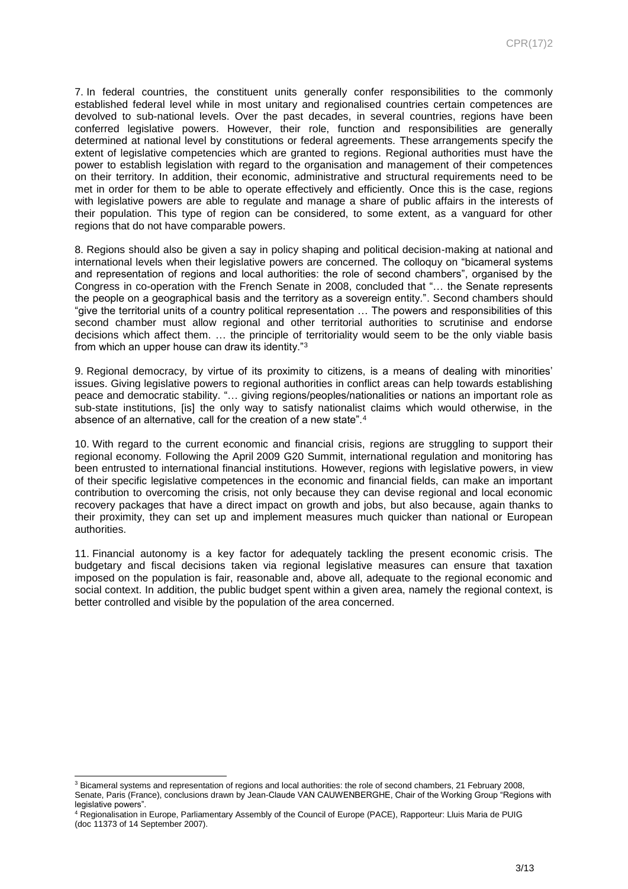7. In federal countries, the constituent units generally confer responsibilities to the commonly established federal level while in most unitary and regionalised countries certain competences are devolved to sub-national levels. Over the past decades, in several countries, regions have been conferred legislative powers. However, their role, function and responsibilities are generally determined at national level by constitutions or federal agreements. These arrangements specify the extent of legislative competencies which are granted to regions. Regional authorities must have the power to establish legislation with regard to the organisation and management of their competences on their territory. In addition, their economic, administrative and structural requirements need to be met in order for them to be able to operate effectively and efficiently. Once this is the case, regions with legislative powers are able to regulate and manage a share of public affairs in the interests of their population. This type of region can be considered, to some extent, as a vanguard for other regions that do not have comparable powers.

8. Regions should also be given a say in policy shaping and political decision-making at national and international levels when their legislative powers are concerned. The colloquy on "bicameral systems and representation of regions and local authorities: the role of second chambers", organised by the Congress in co-operation with the French Senate in 2008, concluded that "… the Senate represents the people on a geographical basis and the territory as a sovereign entity.". Second chambers should "give the territorial units of a country political representation … The powers and responsibilities of this second chamber must allow regional and other territorial authorities to scrutinise and endorse decisions which affect them. … the principle of territoriality would seem to be the only viable basis from which an upper house can draw its identity."[3]

9. Regional democracy, by virtue of its proximity to citizens, is a means of dealing with minorities' issues. Giving legislative powers to regional authorities in conflict areas can help towards establishing peace and democratic stability. "… giving regions/peoples/nationalities or nations an important role as sub-state institutions, [is] the only way to satisfy nationalist claims which would otherwise, in the absence of an alternative, call for the creation of a new state".[4]

10. With regard to the current economic and financial crisis, regions are struggling to support their regional economy. Following the April 2009 G20 Summit, international regulation and monitoring has been entrusted to international financial institutions. However, regions with legislative powers, in view of their specific legislative competences in the economic and financial fields, can make an important contribution to overcoming the crisis, not only because they can devise regional and local economic recovery packages that have a direct impact on growth and jobs, but also because, again thanks to their proximity, they can set up and implement measures much quicker than national or European authorities.

11. Financial autonomy is a key factor for adequately tackling the present economic crisis. The budgetary and fiscal decisions taken via regional legislative measures can ensure that taxation imposed on the population is fair, reasonable and, above all, adequate to the regional economic and social context. In addition, the public budget spent within a given area, namely the regional context, is better controlled and visible by the population of the area concerned.

---

[3] Bicameral systems and representation of regions and local authorities: the role of second chambers, 21 February 2008, Senate, Paris (France), conclusions drawn by Jean-Claude VAN CAUWENBERGHE, Chair of the Working Group "Regions with legislative powers".

[4] Regionalisation in Europe, Parliamentary Assembly of the Council of Europe (PACE), Rapporteur: Lluis Maria de PUIG (doc 11373 of 14 September 2007).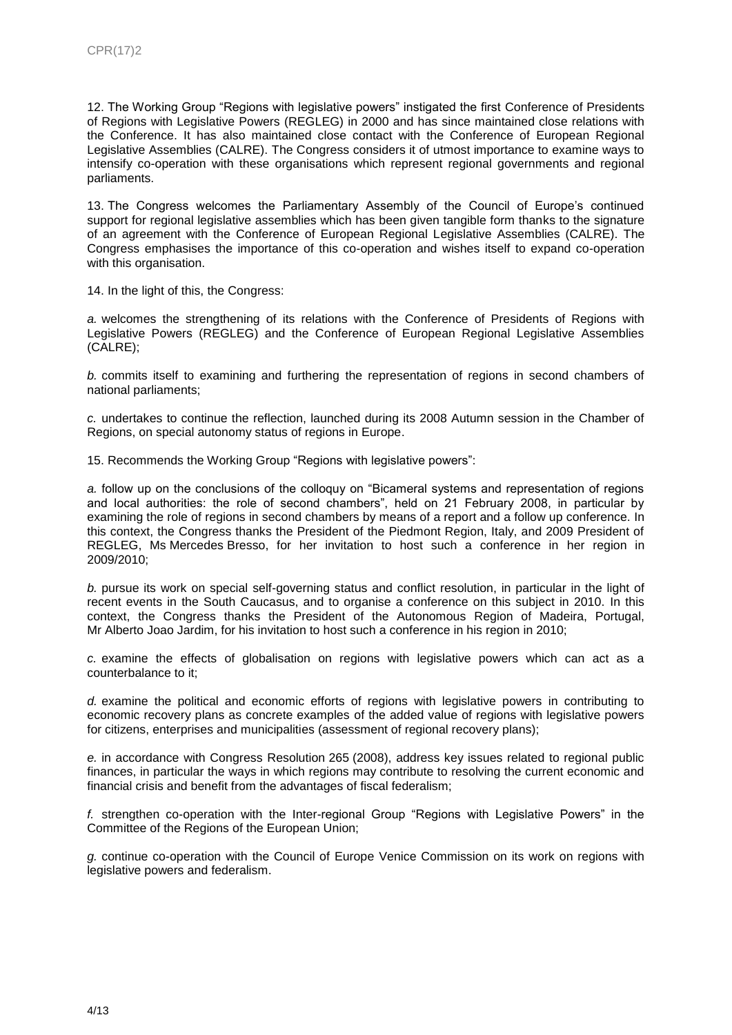12. The Working Group "Regions with legislative powers" instigated the first Conference of Presidents of Regions with Legislative Powers (REGLEG) in 2000 and has since maintained close relations with the Conference. It has also maintained close contact with the Conference of European Regional Legislative Assemblies (CALRE). The Congress considers it of utmost importance to examine ways to intensify co-operation with these organisations which represent regional governments and regional parliaments.

13. The Congress welcomes the Parliamentary Assembly of the Council of Europe's continued support for regional legislative assemblies which has been given tangible form thanks to the signature of an agreement with the Conference of European Regional Legislative Assemblies (CALRE). The Congress emphasises the importance of this co-operation and wishes itself to expand co-operation with this organisation.

14. In the light of this, the Congress:

*a.* welcomes the strengthening of its relations with the Conference of Presidents of Regions with Legislative Powers (REGLEG) and the Conference of European Regional Legislative Assemblies (CALRE);

*b.* commits itself to examining and furthering the representation of regions in second chambers of national parliaments;

*c.* undertakes to continue the reflection, launched during its 2008 Autumn session in the Chamber of Regions, on special autonomy status of regions in Europe.

15. Recommends the Working Group "Regions with legislative powers":

*a.* follow up on the conclusions of the colloquy on "Bicameral systems and representation of regions and local authorities: the role of second chambers", held on 21 February 2008, in particular by examining the role of regions in second chambers by means of a report and a follow up conference. In this context, the Congress thanks the President of the Piedmont Region, Italy, and 2009 President of REGLEG, Ms Mercedes Bresso, for her invitation to host such a conference in her region in 2009/2010;

*b.* pursue its work on special self-governing status and conflict resolution, in particular in the light of recent events in the South Caucasus, and to organise a conference on this subject in 2010. In this context, the Congress thanks the President of the Autonomous Region of Madeira, Portugal, Mr Alberto Joao Jardim, for his invitation to host such a conference in his region in 2010;

*c.* examine the effects of globalisation on regions with legislative powers which can act as a counterbalance to it;

*d.* examine the political and economic efforts of regions with legislative powers in contributing to economic recovery plans as concrete examples of the added value of regions with legislative powers for citizens, enterprises and municipalities (assessment of regional recovery plans);

*e.* in accordance with Congress Resolution 265 (2008), address key issues related to regional public finances, in particular the ways in which regions may contribute to resolving the current economic and financial crisis and benefit from the advantages of fiscal federalism;

*f.* strengthen co-operation with the Inter-regional Group "Regions with Legislative Powers" in the Committee of the Regions of the European Union;

*g.* continue co-operation with the Council of Europe Venice Commission on its work on regions with legislative powers and federalism.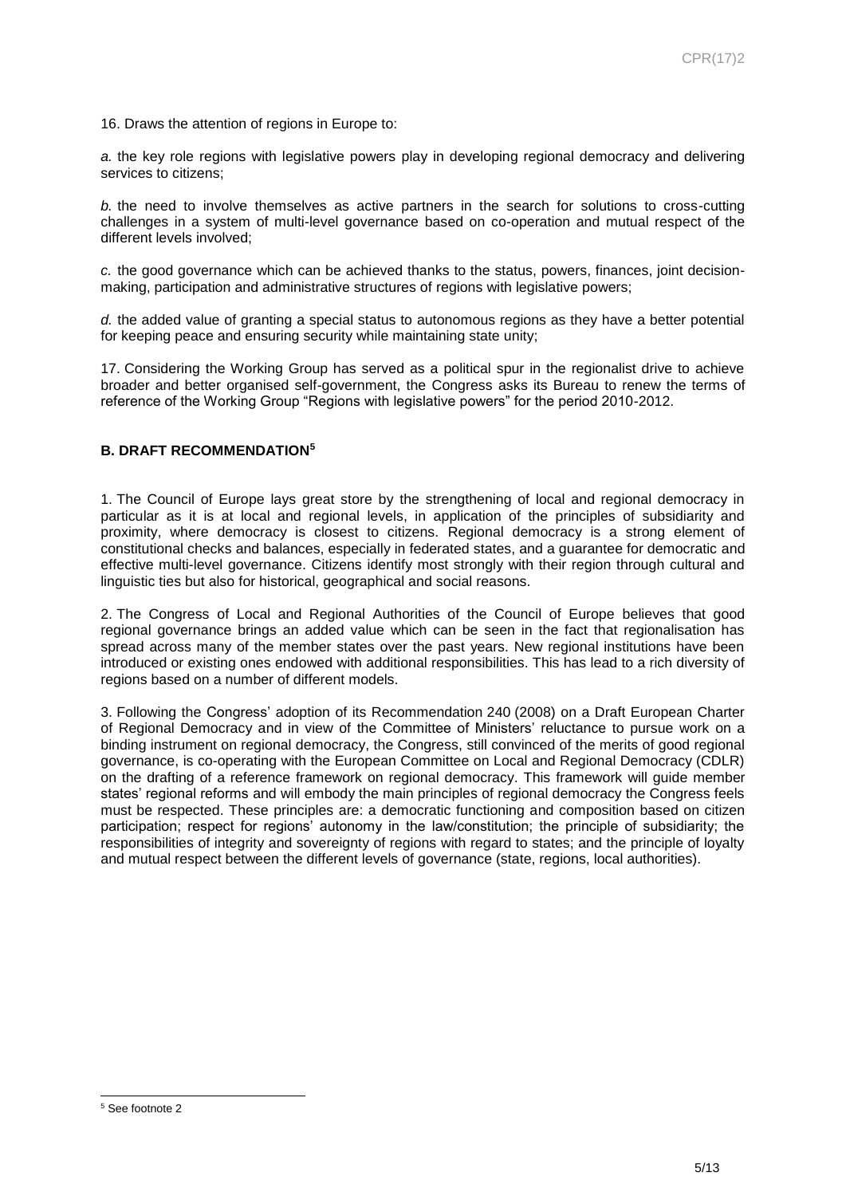16. Draws the attention of regions in Europe to:

*a.* the key role regions with legislative powers play in developing regional democracy and delivering services to citizens;

*b.* the need to involve themselves as active partners in the search for solutions to cross-cutting challenges in a system of multi-level governance based on co-operation and mutual respect of the different levels involved;

*c.* the good governance which can be achieved thanks to the status, powers, finances, joint decision-making, participation and administrative structures of regions with legislative powers;

*d.* the added value of granting a special status to autonomous regions as they have a better potential for keeping peace and ensuring security while maintaining state unity;

17. Considering the Working Group has served as a political spur in the regionalist drive to achieve broader and better organised self-government, the Congress asks its Bureau to renew the terms of reference of the Working Group "Regions with legislative powers" for the period 2010-2012.

## B. DRAFT RECOMMENDATION[5]

1. The Council of Europe lays great store by the strengthening of local and regional democracy in particular as it is at local and regional levels, in application of the principles of subsidiarity and proximity, where democracy is closest to citizens. Regional democracy is a strong element of constitutional checks and balances, especially in federated states, and a guarantee for democratic and effective multi-level governance. Citizens identify most strongly with their region through cultural and linguistic ties but also for historical, geographical and social reasons.

2. The Congress of Local and Regional Authorities of the Council of Europe believes that good regional governance brings an added value which can be seen in the fact that regionalisation has spread across many of the member states over the past years. New regional institutions have been introduced or existing ones endowed with additional responsibilities. This has lead to a rich diversity of regions based on a number of different models.

3. Following the Congress' adoption of its Recommendation 240 (2008) on a Draft European Charter of Regional Democracy and in view of the Committee of Ministers' reluctance to pursue work on a binding instrument on regional democracy, the Congress, still convinced of the merits of good regional governance, is co-operating with the European Committee on Local and Regional Democracy (CDLR) on the drafting of a reference framework on regional democracy. This framework will guide member states' regional reforms and will embody the main principles of regional democracy the Congress feels must be respected. These principles are: a democratic functioning and composition based on citizen participation; respect for regions' autonomy in the law/constitution; the principle of subsidiarity; the responsibilities of integrity and sovereignty of regions with regard to states; and the principle of loyalty and mutual respect between the different levels of governance (state, regions, local authorities).

---

[5] See footnote 2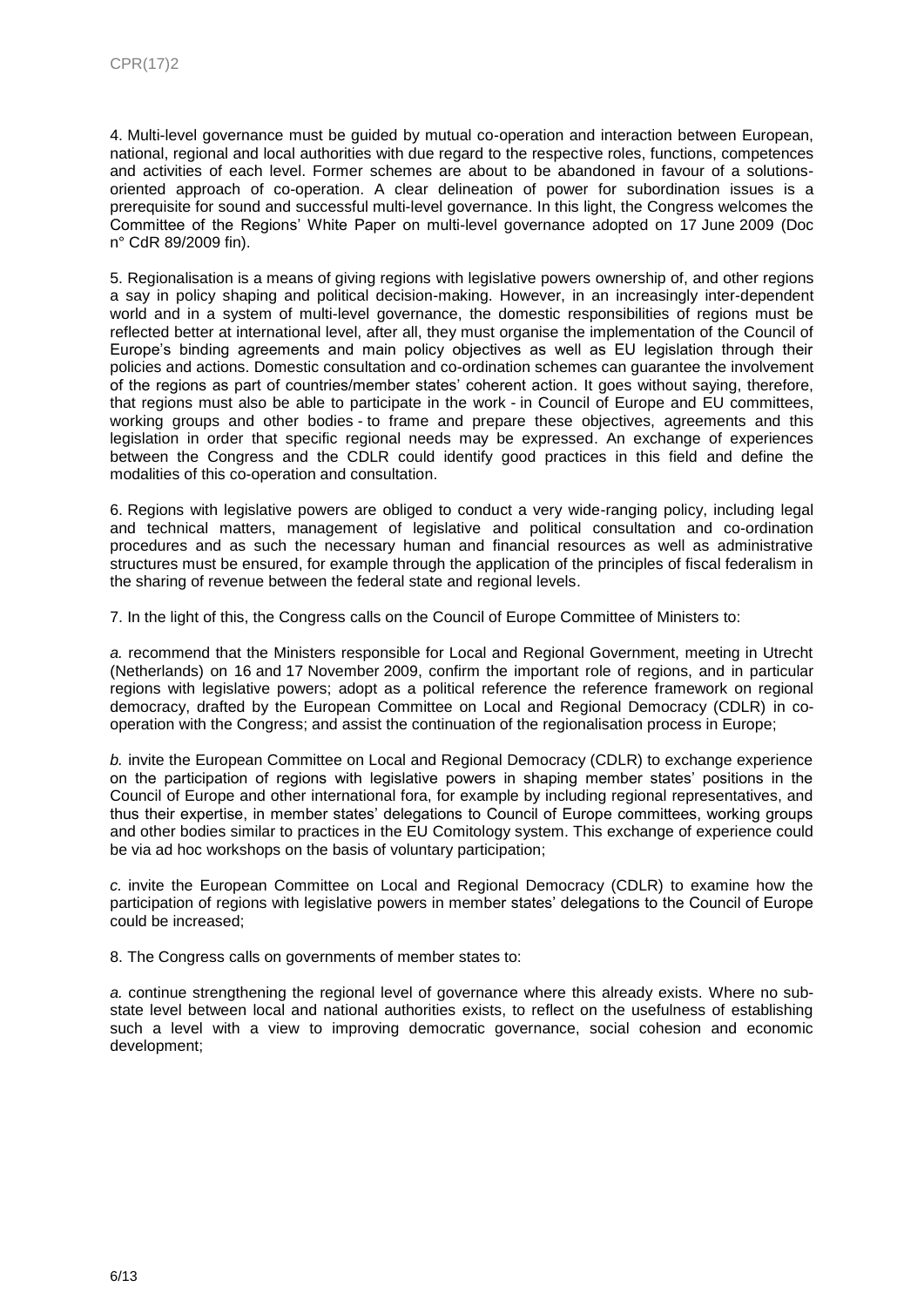4. Multi-level governance must be guided by mutual co-operation and interaction between European, national, regional and local authorities with due regard to the respective roles, functions, competences and activities of each level. Former schemes are about to be abandoned in favour of a solutions-oriented approach of co-operation. A clear delineation of power for subordination issues is a prerequisite for sound and successful multi-level governance. In this light, the Congress welcomes the Committee of the Regions' White Paper on multi-level governance adopted on 17 June 2009 (Doc n° CdR 89/2009 fin).

5. Regionalisation is a means of giving regions with legislative powers ownership of, and other regions a say in policy shaping and political decision-making. However, in an increasingly inter-dependent world and in a system of multi-level governance, the domestic responsibilities of regions must be reflected better at international level, after all, they must organise the implementation of the Council of Europe's binding agreements and main policy objectives as well as EU legislation through their policies and actions. Domestic consultation and co-ordination schemes can guarantee the involvement of the regions as part of countries/member states' coherent action. It goes without saying, therefore, that regions must also be able to participate in the work - in Council of Europe and EU committees, working groups and other bodies - to frame and prepare these objectives, agreements and this legislation in order that specific regional needs may be expressed. An exchange of experiences between the Congress and the CDLR could identify good practices in this field and define the modalities of this co-operation and consultation.

6. Regions with legislative powers are obliged to conduct a very wide-ranging policy, including legal and technical matters, management of legislative and political consultation and co-ordination procedures and as such the necessary human and financial resources as well as administrative structures must be ensured, for example through the application of the principles of fiscal federalism in the sharing of revenue between the federal state and regional levels.

7. In the light of this, the Congress calls on the Council of Europe Committee of Ministers to:

*a.* recommend that the Ministers responsible for Local and Regional Government, meeting in Utrecht (Netherlands) on 16 and 17 November 2009, confirm the important role of regions, and in particular regions with legislative powers; adopt as a political reference the reference framework on regional democracy, drafted by the European Committee on Local and Regional Democracy (CDLR) in co-operation with the Congress; and assist the continuation of the regionalisation process in Europe;

*b.* invite the European Committee on Local and Regional Democracy (CDLR) to exchange experience on the participation of regions with legislative powers in shaping member states' positions in the Council of Europe and other international fora, for example by including regional representatives, and thus their expertise, in member states' delegations to Council of Europe committees, working groups and other bodies similar to practices in the EU Comitology system. This exchange of experience could be via ad hoc workshops on the basis of voluntary participation;

*c.* invite the European Committee on Local and Regional Democracy (CDLR) to examine how the participation of regions with legislative powers in member states' delegations to the Council of Europe could be increased;

8. The Congress calls on governments of member states to:

*a.* continue strengthening the regional level of governance where this already exists. Where no sub-state level between local and national authorities exists, to reflect on the usefulness of establishing such a level with a view to improving democratic governance, social cohesion and economic development;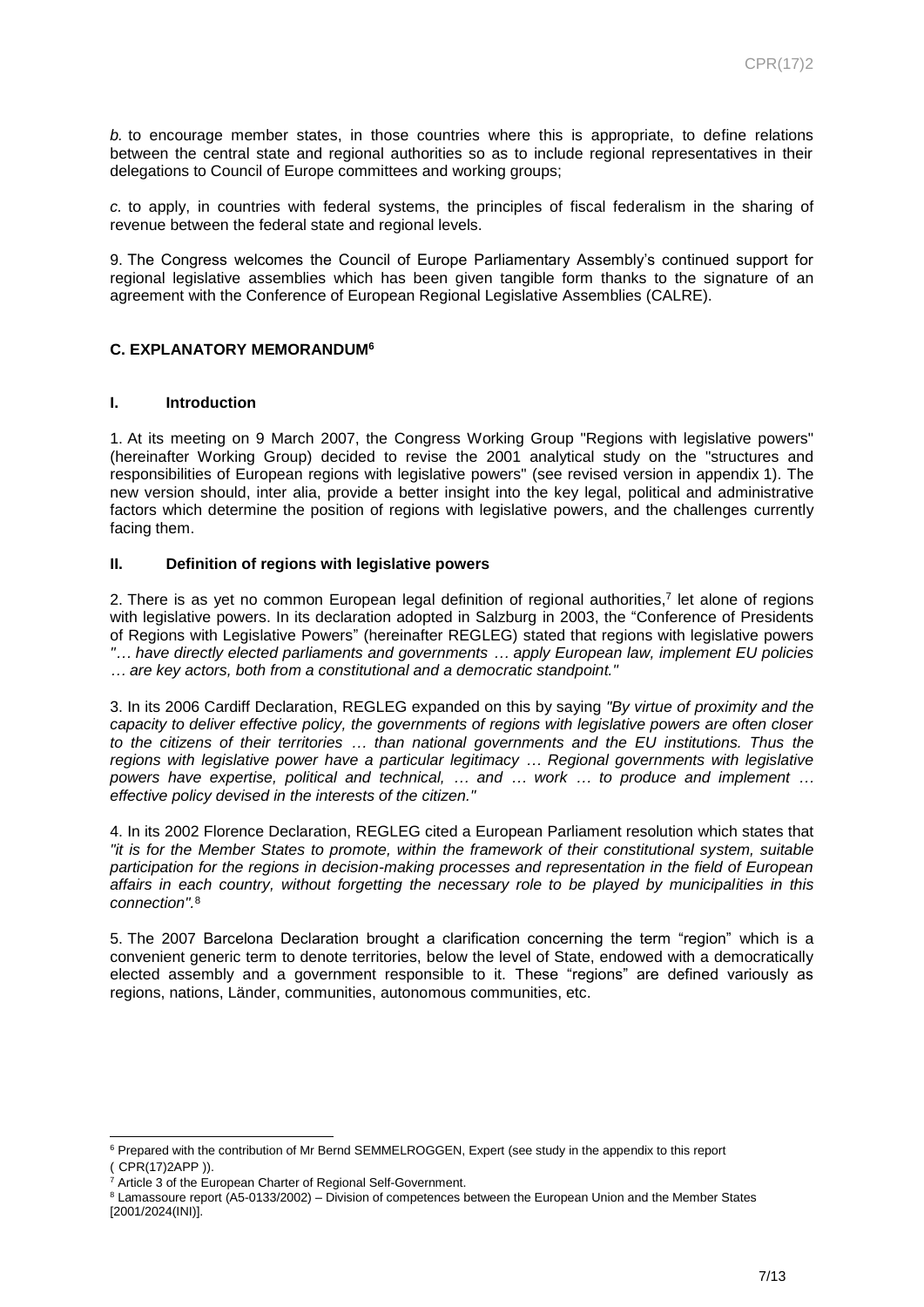*b.* to encourage member states, in those countries where this is appropriate, to define relations between the central state and regional authorities so as to include regional representatives in their delegations to Council of Europe committees and working groups;

*c.* to apply, in countries with federal systems, the principles of fiscal federalism in the sharing of revenue between the federal state and regional levels.

9. The Congress welcomes the Council of Europe Parliamentary Assembly's continued support for regional legislative assemblies which has been given tangible form thanks to the signature of an agreement with the Conference of European Regional Legislative Assemblies (CALRE).

### C. EXPLANATORY MEMORANDUM[6]

#### I. Introduction

1. At its meeting on 9 March 2007, the Congress Working Group "Regions with legislative powers" (hereinafter Working Group) decided to revise the 2001 analytical study on the "structures and responsibilities of European regions with legislative powers" (see revised version in appendix 1). The new version should, inter alia, provide a better insight into the key legal, political and administrative factors which determine the position of regions with legislative powers, and the challenges currently facing them.

#### II. Definition of regions with legislative powers

2. There is as yet no common European legal definition of regional authorities,[7] let alone of regions with legislative powers. In its declaration adopted in Salzburg in 2003, the "Conference of Presidents of Regions with Legislative Powers" (hereinafter REGLEG) stated that regions with legislative powers *"… have directly elected parliaments and governments … apply European law, implement EU policies … are key actors, both from a constitutional and a democratic standpoint."*

3. In its 2006 Cardiff Declaration, REGLEG expanded on this by saying *"By virtue of proximity and the capacity to deliver effective policy, the governments of regions with legislative powers are often closer to the citizens of their territories … than national governments and the EU institutions. Thus the regions with legislative power have a particular legitimacy … Regional governments with legislative powers have expertise, political and technical, … and … work … to produce and implement … effective policy devised in the interests of the citizen."*

4. In its 2002 Florence Declaration, REGLEG cited a European Parliament resolution which states that *"it is for the Member States to promote, within the framework of their constitutional system, suitable participation for the regions in decision-making processes and representation in the field of European affairs in each country, without forgetting the necessary role to be played by municipalities in this connection".*[8]

5. The 2007 Barcelona Declaration brought a clarification concerning the term "region" which is a convenient generic term to denote territories, below the level of State, endowed with a democratically elected assembly and a government responsible to it. These "regions" are defined variously as regions, nations, Länder, communities, autonomous communities, etc.

---

[6] Prepared with the contribution of Mr Bernd SEMMELROGGEN, Expert (see study in the appendix to this report ( CPR(17)2APP )).

[7] Article 3 of the European Charter of Regional Self-Government.

[8] Lamassoure report (A5-0133/2002) – Division of competences between the European Union and the Member States [2001/2024(INI)].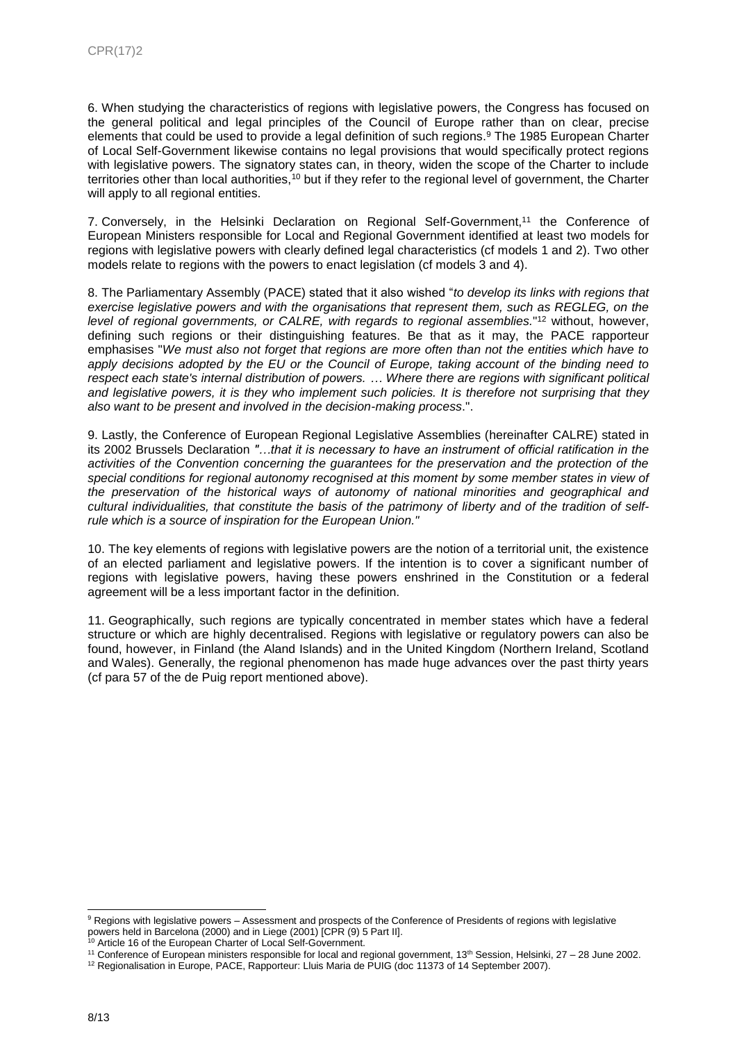6. When studying the characteristics of regions with legislative powers, the Congress has focused on the general political and legal principles of the Council of Europe rather than on clear, precise elements that could be used to provide a legal definition of such regions.[9] The 1985 European Charter of Local Self-Government likewise contains no legal provisions that would specifically protect regions with legislative powers. The signatory states can, in theory, widen the scope of the Charter to include territories other than local authorities,[10] but if they refer to the regional level of government, the Charter will apply to all regional entities.

7. Conversely, in the Helsinki Declaration on Regional Self-Government,[11] the Conference of European Ministers responsible for Local and Regional Government identified at least two models for regions with legislative powers with clearly defined legal characteristics (cf models 1 and 2). Two other models relate to regions with the powers to enact legislation (cf models 3 and 4).

8. The Parliamentary Assembly (PACE) stated that it also wished "*to develop its links with regions that exercise legislative powers and with the organisations that represent them, such as REGLEG, on the level of regional governments, or CALRE, with regards to regional assemblies.*"[12] without, however, defining such regions or their distinguishing features. Be that as it may, the PACE rapporteur emphasises "*We must also not forget that regions are more often than not the entities which have to apply decisions adopted by the EU or the Council of Europe, taking account of the binding need to respect each state's internal distribution of powers. … Where there are regions with significant political and legislative powers, it is they who implement such policies. It is therefore not surprising that they also want to be present and involved in the decision-making process*.".

9. Lastly, the Conference of European Regional Legislative Assemblies (hereinafter CALRE) stated in its 2002 Brussels Declaration *"…that it is necessary to have an instrument of official ratification in the activities of the Convention concerning the guarantees for the preservation and the protection of the special conditions for regional autonomy recognised at this moment by some member states in view of the preservation of the historical ways of autonomy of national minorities and geographical and cultural individualities, that constitute the basis of the patrimony of liberty and of the tradition of self-rule which is a source of inspiration for the European Union."*

10. The key elements of regions with legislative powers are the notion of a territorial unit, the existence of an elected parliament and legislative powers. If the intention is to cover a significant number of regions with legislative powers, having these powers enshrined in the Constitution or a federal agreement will be a less important factor in the definition.

11. Geographically, such regions are typically concentrated in member states which have a federal structure or which are highly decentralised. Regions with legislative or regulatory powers can also be found, however, in Finland (the Aland Islands) and in the United Kingdom (Northern Ireland, Scotland and Wales). Generally, the regional phenomenon has made huge advances over the past thirty years (cf para 57 of the de Puig report mentioned above).

---

[9] Regions with legislative powers – Assessment and prospects of the Conference of Presidents of regions with legislative powers held in Barcelona (2000) and in Liege (2001) [CPR (9) 5 Part II].

[10] Article 16 of the European Charter of Local Self-Government.

[11] Conference of European ministers responsible for local and regional government, 13th Session, Helsinki, 27 – 28 June 2002.

[12] Regionalisation in Europe, PACE, Rapporteur: Lluis Maria de PUIG (doc 11373 of 14 September 2007).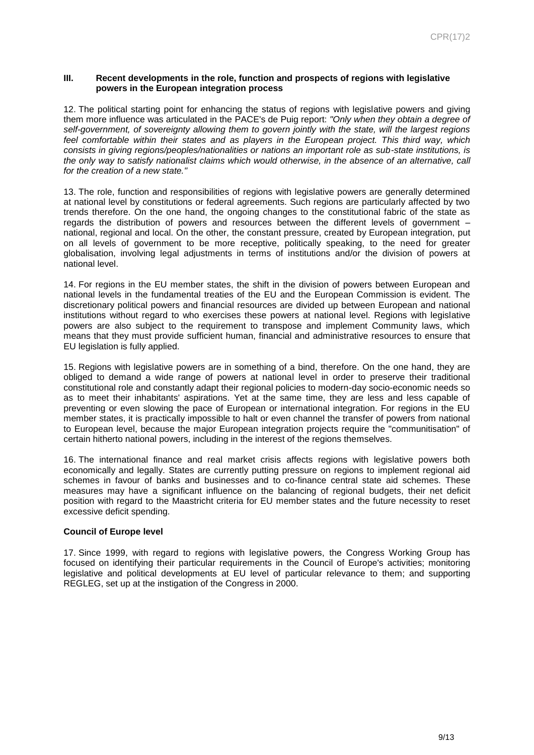### III. Recent developments in the role, function and prospects of regions with legislative powers in the European integration process

12. The political starting point for enhancing the status of regions with legislative powers and giving them more influence was articulated in the PACE's de Puig report: *"Only when they obtain a degree of self-government, of sovereignty allowing them to govern jointly with the state, will the largest regions feel comfortable within their states and as players in the European project. This third way, which consists in giving regions/peoples/nationalities or nations an important role as sub-state institutions, is the only way to satisfy nationalist claims which would otherwise, in the absence of an alternative, call for the creation of a new state."*

13. The role, function and responsibilities of regions with legislative powers are generally determined at national level by constitutions or federal agreements. Such regions are particularly affected by two trends therefore. On the one hand, the ongoing changes to the constitutional fabric of the state as regards the distribution of powers and resources between the different levels of government – national, regional and local. On the other, the constant pressure, created by European integration, put on all levels of government to be more receptive, politically speaking, to the need for greater globalisation, involving legal adjustments in terms of institutions and/or the division of powers at national level.

14. For regions in the EU member states, the shift in the division of powers between European and national levels in the fundamental treaties of the EU and the European Commission is evident. The discretionary political powers and financial resources are divided up between European and national institutions without regard to who exercises these powers at national level. Regions with legislative powers are also subject to the requirement to transpose and implement Community laws, which means that they must provide sufficient human, financial and administrative resources to ensure that EU legislation is fully applied.

15. Regions with legislative powers are in something of a bind, therefore. On the one hand, they are obliged to demand a wide range of powers at national level in order to preserve their traditional constitutional role and constantly adapt their regional policies to modern-day socio-economic needs so as to meet their inhabitants' aspirations. Yet at the same time, they are less and less capable of preventing or even slowing the pace of European or international integration. For regions in the EU member states, it is practically impossible to halt or even channel the transfer of powers from national to European level, because the major European integration projects require the "communitisation" of certain hitherto national powers, including in the interest of the regions themselves.

16. The international finance and real market crisis affects regions with legislative powers both economically and legally. States are currently putting pressure on regions to implement regional aid schemes in favour of banks and businesses and to co-finance central state aid schemes. These measures may have a significant influence on the balancing of regional budgets, their net deficit position with regard to the Maastricht criteria for EU member states and the future necessity to reset excessive deficit spending.

**Council of Europe level**

17. Since 1999, with regard to regions with legislative powers, the Congress Working Group has focused on identifying their particular requirements in the Council of Europe's activities; monitoring legislative and political developments at EU level of particular relevance to them; and supporting REGLEG, set up at the instigation of the Congress in 2000.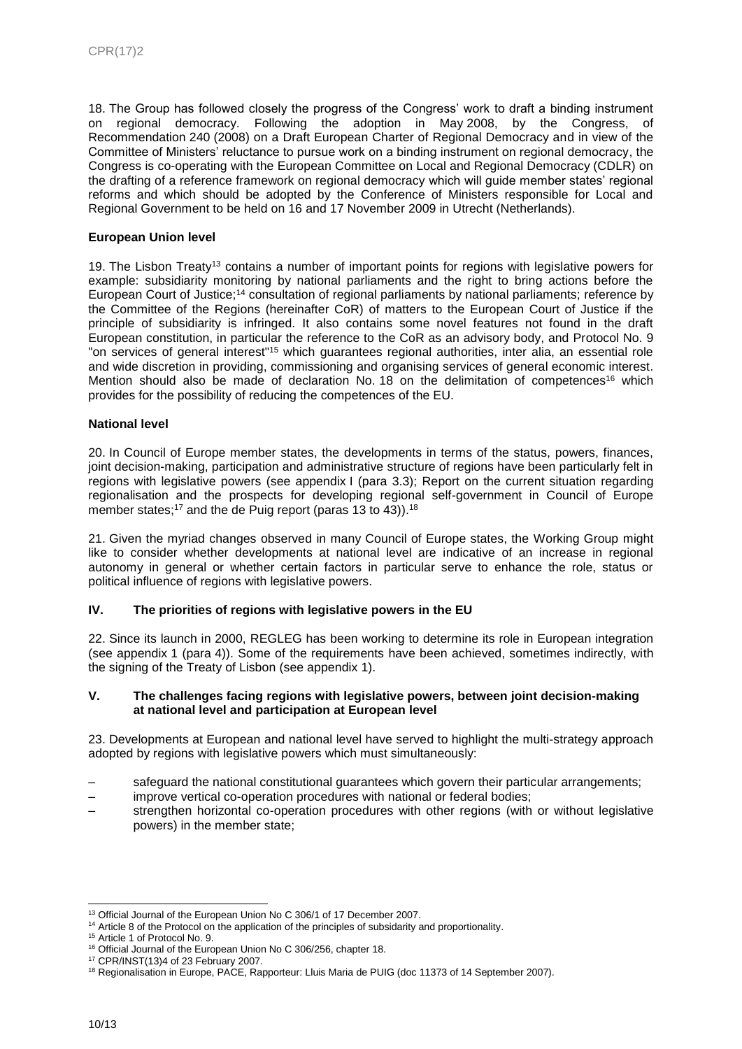18. The Group has followed closely the progress of the Congress' work to draft a binding instrument on regional democracy. Following the adoption in May 2008, by the Congress, of Recommendation 240 (2008) on a Draft European Charter of Regional Democracy and in view of the Committee of Ministers' reluctance to pursue work on a binding instrument on regional democracy, the Congress is co-operating with the European Committee on Local and Regional Democracy (CDLR) on the drafting of a reference framework on regional democracy which will guide member states' regional reforms and which should be adopted by the Conference of Ministers responsible for Local and Regional Government to be held on 16 and 17 November 2009 in Utrecht (Netherlands).

**European Union level**

19. The Lisbon Treaty[13] contains a number of important points for regions with legislative powers for example: subsidiarity monitoring by national parliaments and the right to bring actions before the European Court of Justice;[14] consultation of regional parliaments by national parliaments; reference by the Committee of the Regions (hereinafter CoR) of matters to the European Court of Justice if the principle of subsidiarity is infringed. It also contains some novel features not found in the draft European constitution, in particular the reference to the CoR as an advisory body, and Protocol No. 9 "on services of general interest"[15] which guarantees regional authorities, inter alia, an essential role and wide discretion in providing, commissioning and organising services of general economic interest. Mention should also be made of declaration No. 18 on the delimitation of competences[16] which provides for the possibility of reducing the competences of the EU.

**National level**

20. In Council of Europe member states, the developments in terms of the status, powers, finances, joint decision-making, participation and administrative structure of regions have been particularly felt in regions with legislative powers (see appendix I (para 3.3); Report on the current situation regarding regionalisation and the prospects for developing regional self-government in Council of Europe member states;[17] and the de Puig report (paras 13 to 43)).[18]

21. Given the myriad changes observed in many Council of Europe states, the Working Group might like to consider whether developments at national level are indicative of an increase in regional autonomy in general or whether certain factors in particular serve to enhance the role, status or political influence of regions with legislative powers.

## IV. The priorities of regions with legislative powers in the EU

22. Since its launch in 2000, REGLEG has been working to determine its role in European integration (see appendix 1 (para 4)). Some of the requirements have been achieved, sometimes indirectly, with the signing of the Treaty of Lisbon (see appendix 1).

## V. The challenges facing regions with legislative powers, between joint decision-making at national level and participation at European level

23. Developments at European and national level have served to highlight the multi-strategy approach adopted by regions with legislative powers which must simultaneously:

- safeguard the national constitutional guarantees which govern their particular arrangements;
- improve vertical co-operation procedures with national or federal bodies;
- strengthen horizontal co-operation procedures with other regions (with or without legislative powers) in the member state;

[13] Official Journal of the European Union No C 306/1 of 17 December 2007.

[14] Article 8 of the Protocol on the application of the principles of subsidiarity and proportionality.

[15] Article 1 of Protocol No. 9.

[16] Official Journal of the European Union No C 306/256, chapter 18.

[17] CPR/INST(13)4 of 23 February 2007.

[18] Regionalisation in Europe, PACE, Rapporteur: Lluis Maria de PUIG (doc 11373 of 14 September 2007).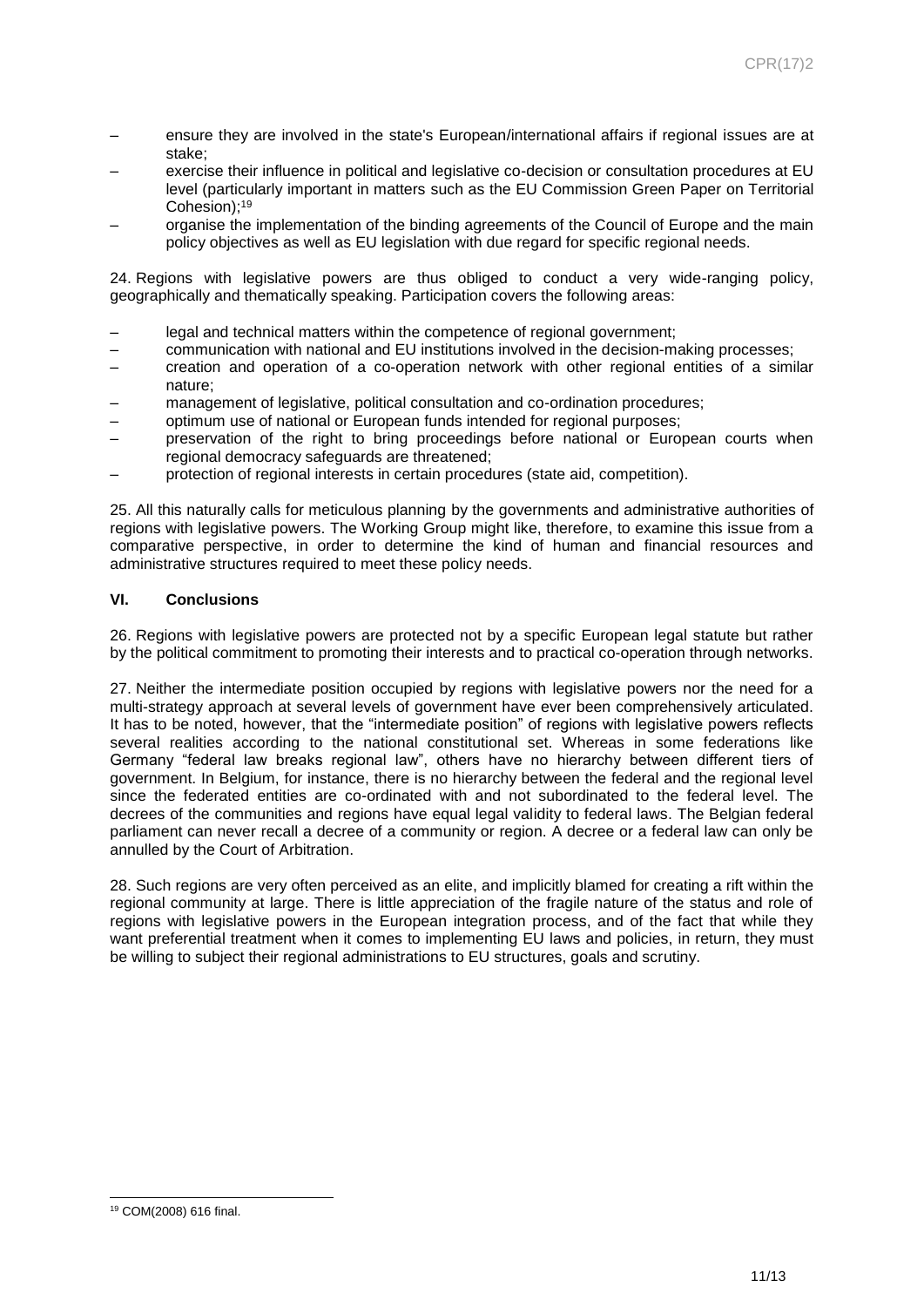- ensure they are involved in the state's European/international affairs if regional issues are at stake;
- exercise their influence in political and legislative co-decision or consultation procedures at EU level (particularly important in matters such as the EU Commission Green Paper on Territorial Cohesion);[19]
- organise the implementation of the binding agreements of the Council of Europe and the main policy objectives as well as EU legislation with due regard for specific regional needs.

24. Regions with legislative powers are thus obliged to conduct a very wide-ranging policy, geographically and thematically speaking. Participation covers the following areas:

- legal and technical matters within the competence of regional government;
- communication with national and EU institutions involved in the decision-making processes;
- creation and operation of a co-operation network with other regional entities of a similar nature;
- management of legislative, political consultation and co-ordination procedures;
- optimum use of national or European funds intended for regional purposes;
- preservation of the right to bring proceedings before national or European courts when regional democracy safeguards are threatened;
- protection of regional interests in certain procedures (state aid, competition).

25. All this naturally calls for meticulous planning by the governments and administrative authorities of regions with legislative powers. The Working Group might like, therefore, to examine this issue from a comparative perspective, in order to determine the kind of human and financial resources and administrative structures required to meet these policy needs.

## VI. Conclusions

26. Regions with legislative powers are protected not by a specific European legal statute but rather by the political commitment to promoting their interests and to practical co-operation through networks.

27. Neither the intermediate position occupied by regions with legislative powers nor the need for a multi-strategy approach at several levels of government have ever been comprehensively articulated. It has to be noted, however, that the "intermediate position" of regions with legislative powers reflects several realities according to the national constitutional set. Whereas in some federations like Germany "federal law breaks regional law", others have no hierarchy between different tiers of government. In Belgium, for instance, there is no hierarchy between the federal and the regional level since the federated entities are co-ordinated with and not subordinated to the federal level. The decrees of the communities and regions have equal legal validity to federal laws. The Belgian federal parliament can never recall a decree of a community or region. A decree or a federal law can only be annulled by the Court of Arbitration.

28. Such regions are very often perceived as an elite, and implicitly blamed for creating a rift within the regional community at large. There is little appreciation of the fragile nature of the status and role of regions with legislative powers in the European integration process, and of the fact that while they want preferential treatment when it comes to implementing EU laws and policies, in return, they must be willing to subject their regional administrations to EU structures, goals and scrutiny.

---

[19] COM(2008) 616 final.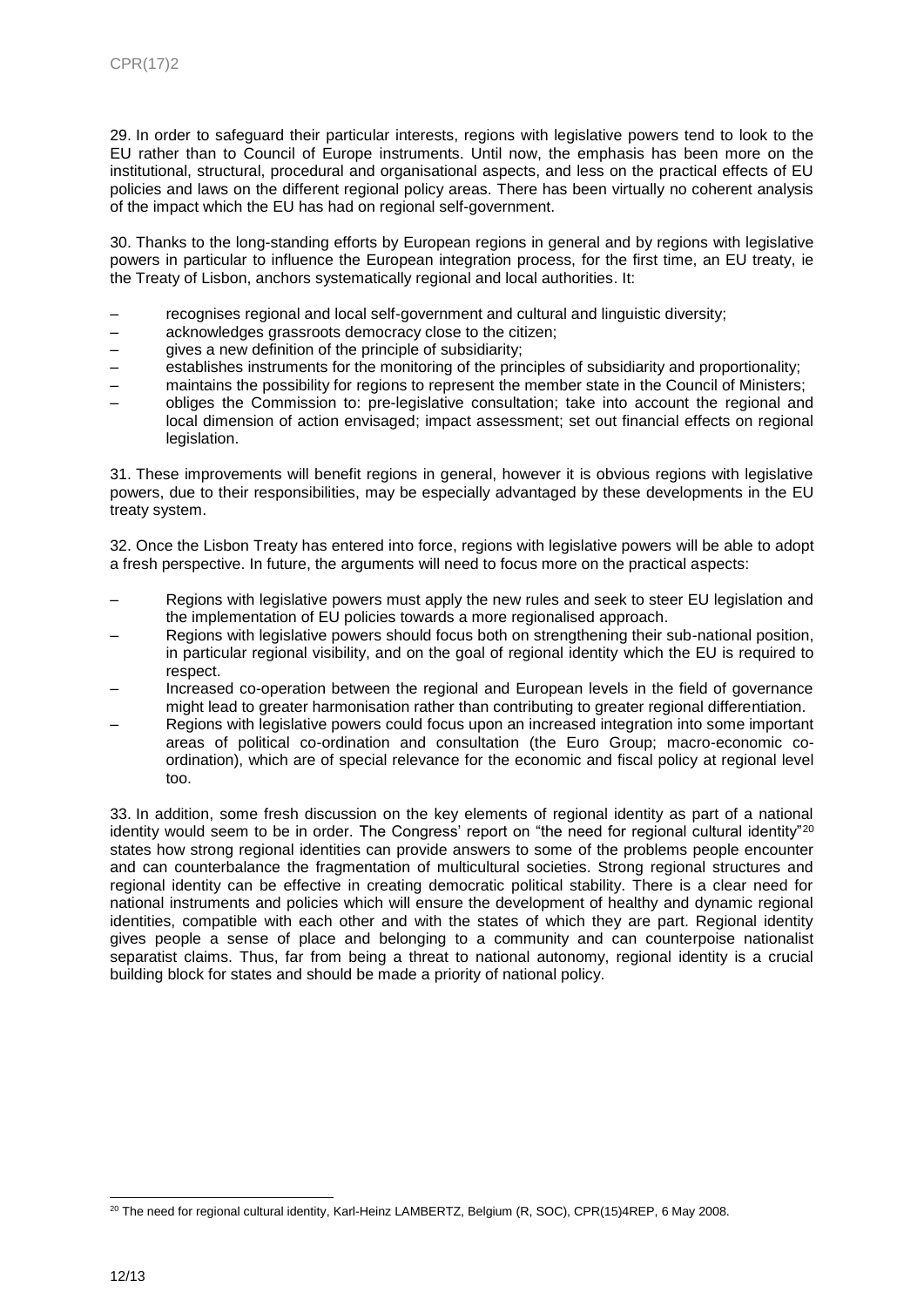29. In order to safeguard their particular interests, regions with legislative powers tend to look to the EU rather than to Council of Europe instruments. Until now, the emphasis has been more on the institutional, structural, procedural and organisational aspects, and less on the practical effects of EU policies and laws on the different regional policy areas. There has been virtually no coherent analysis of the impact which the EU has had on regional self-government.

30. Thanks to the long-standing efforts by European regions in general and by regions with legislative powers in particular to influence the European integration process, for the first time, an EU treaty, ie the Treaty of Lisbon, anchors systematically regional and local authorities. It:

- recognises regional and local self-government and cultural and linguistic diversity;
- acknowledges grassroots democracy close to the citizen;
- gives a new definition of the principle of subsidiarity;
- establishes instruments for the monitoring of the principles of subsidiarity and proportionality;
- maintains the possibility for regions to represent the member state in the Council of Ministers;
- obliges the Commission to: pre-legislative consultation; take into account the regional and local dimension of action envisaged; impact assessment; set out financial effects on regional legislation.

31. These improvements will benefit regions in general, however it is obvious regions with legislative powers, due to their responsibilities, may be especially advantaged by these developments in the EU treaty system.

32. Once the Lisbon Treaty has entered into force, regions with legislative powers will be able to adopt a fresh perspective. In future, the arguments will need to focus more on the practical aspects:

- Regions with legislative powers must apply the new rules and seek to steer EU legislation and the implementation of EU policies towards a more regionalised approach.
- Regions with legislative powers should focus both on strengthening their sub-national position, in particular regional visibility, and on the goal of regional identity which the EU is required to respect.
- Increased co-operation between the regional and European levels in the field of governance might lead to greater harmonisation rather than contributing to greater regional differentiation.
- Regions with legislative powers could focus upon an increased integration into some important areas of political co-ordination and consultation (the Euro Group; macro-economic co-ordination), which are of special relevance for the economic and fiscal policy at regional level too.

33. In addition, some fresh discussion on the key elements of regional identity as part of a national identity would seem to be in order. The Congress' report on "the need for regional cultural identity"[20] states how strong regional identities can provide answers to some of the problems people encounter and can counterbalance the fragmentation of multicultural societies. Strong regional structures and regional identity can be effective in creating democratic political stability. There is a clear need for national instruments and policies which will ensure the development of healthy and dynamic regional identities, compatible with each other and with the states of which they are part. Regional identity gives people a sense of place and belonging to a community and can counterpoise nationalist separatist claims. Thus, far from being a threat to national autonomy, regional identity is a crucial building block for states and should be made a priority of national policy.

[20] The need for regional cultural identity, Karl-Heinz LAMBERTZ, Belgium (R, SOC), CPR(15)4REP, 6 May 2008.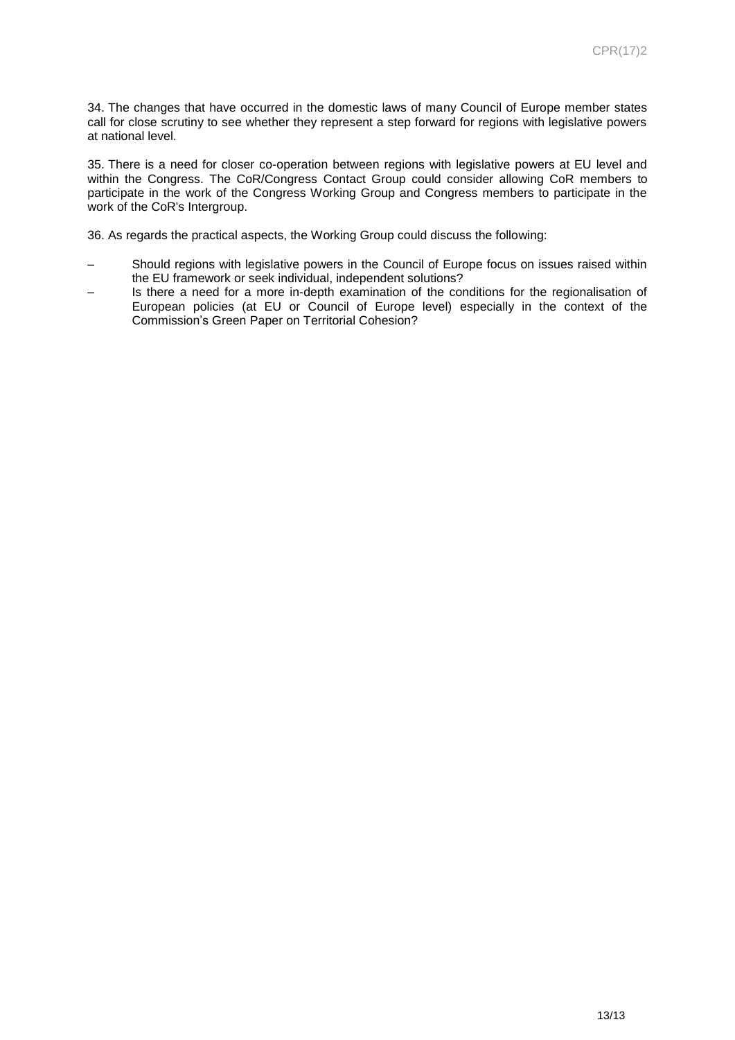34. The changes that have occurred in the domestic laws of many Council of Europe member states call for close scrutiny to see whether they represent a step forward for regions with legislative powers at national level.

35. There is a need for closer co-operation between regions with legislative powers at EU level and within the Congress. The CoR/Congress Contact Group could consider allowing CoR members to participate in the work of the Congress Working Group and Congress members to participate in the work of the CoR's Intergroup.

36. As regards the practical aspects, the Working Group could discuss the following:

– Should regions with legislative powers in the Council of Europe focus on issues raised within the EU framework or seek individual, independent solutions?
– Is there a need for a more in-depth examination of the conditions for the regionalisation of European policies (at EU or Council of Europe level) especially in the context of the Commission's Green Paper on Territorial Cohesion?